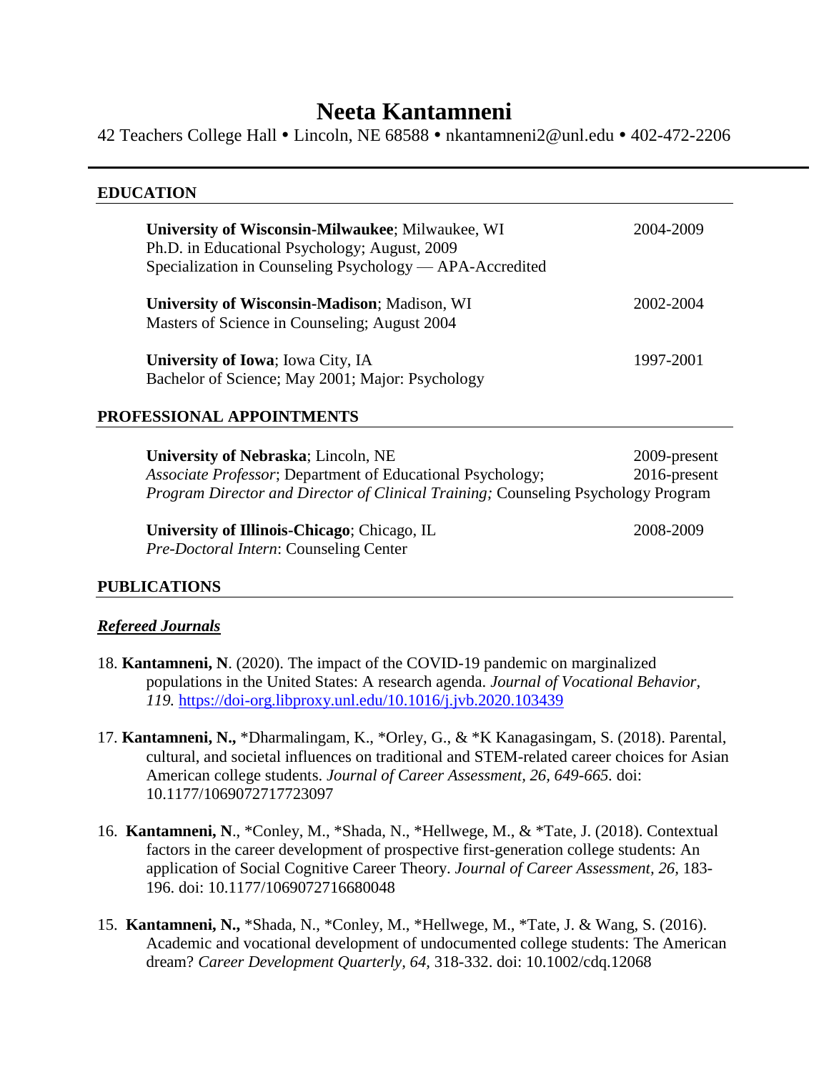# Neeta Kantamneni

42 Teachers College Hall • Lincoln, NE 68588 • nkantamneni2@unl.edu • 402-472-2206

## EDUCATION

**University of Wisconsin-Milwaukee**; Milwaukee, WI — 2004-2009
Ph.D. in Educational Psychology; August, 2009
Specialization in Counseling Psychology — APA-Accredited

**University of Wisconsin-Madison**; Madison, WI — 2002-2004
Masters of Science in Counseling; August 2004

**University of Iowa**; Iowa City, IA — 1997-2001
Bachelor of Science; May 2001; Major: Psychology

## PROFESSIONAL APPOINTMENTS

**University of Nebraska**; Lincoln, NE — 2009-present
*Associate Professor*; Department of Educational Psychology; — 2016-present
*Program Director and Director of Clinical Training;* Counseling Psychology Program

**University of Illinois-Chicago**; Chicago, IL — 2008-2009
*Pre-Doctoral Intern*: Counseling Center

## PUBLICATIONS

### *Refereed Journals*

18. **Kantamneni, N**. (2020). The impact of the COVID-19 pandemic on marginalized populations in the United States: A research agenda. *Journal of Vocational Behavior, 119.* https://doi-org.libproxy.unl.edu/10.1016/j.jvb.2020.103439

17. **Kantamneni, N.,** *Dharmalingam, K., *Orley, G., & *K Kanagasingam, S. (2018). Parental, cultural, and societal influences on traditional and STEM-related career choices for Asian American college students. *Journal of Career Assessment, 26, 649-665.* doi: 10.1177/1069072717723097

16. **Kantamneni, N**., *Conley, M., *Shada, N., *Hellwege, M., & *Tate, J. (2018). Contextual factors in the career development of prospective first-generation college students: An application of Social Cognitive Career Theory. *Journal of Career Assessment, 26,* 183-196. doi: 10.1177/1069072716680048

15. **Kantamneni, N.,** *Shada, N., *Conley, M., *Hellwege, M., *Tate, J. & Wang, S. (2016). Academic and vocational development of undocumented college students: The American dream? *Career Development Quarterly, 64,* 318-332. doi: 10.1002/cdq.12068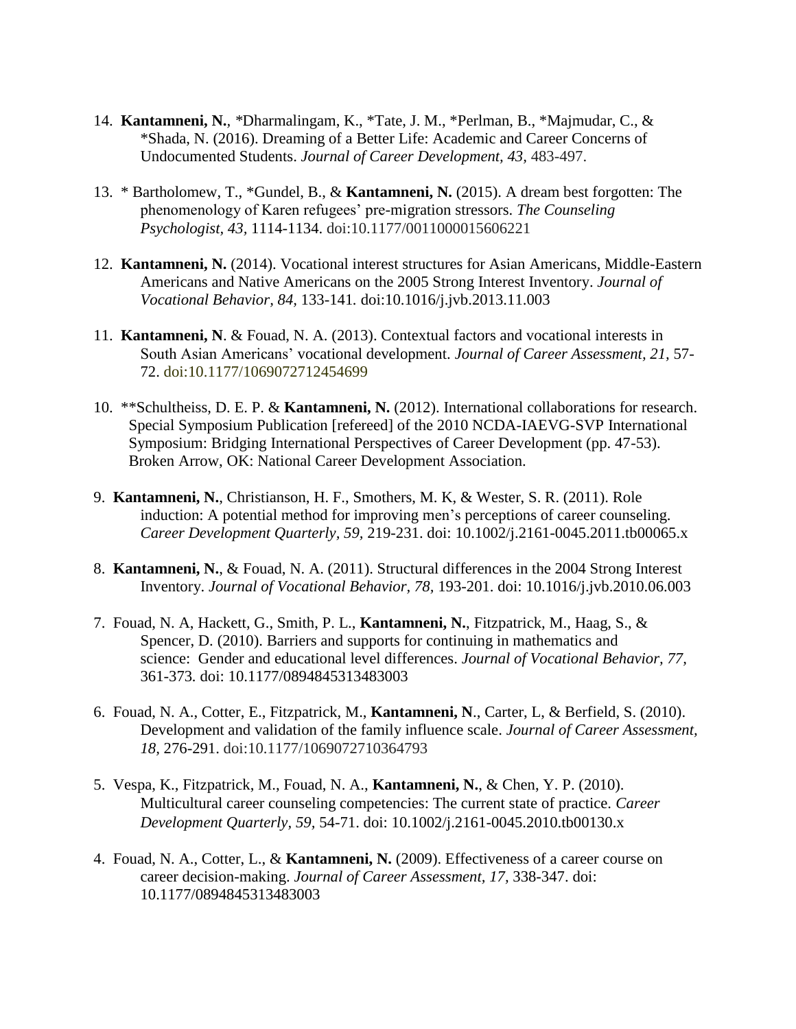14. **Kantamneni, N.**, *Dharmalingam, K., *Tate, J. M., *Perlman, B., *Majmudar, C., & *Shada, N. (2016). Dreaming of a Better Life: Academic and Career Concerns of Undocumented Students. *Journal of Career Development, 43,* 483-497.

13. * Bartholomew, T., *Gundel, B., & **Kantamneni, N.** (2015). A dream best forgotten: The phenomenology of Karen refugees' pre-migration stressors. *The Counseling Psychologist, 43,* 1114-1134. doi:10.1177/0011000015606221

12. **Kantamneni, N.** (2014). Vocational interest structures for Asian Americans, Middle-Eastern Americans and Native Americans on the 2005 Strong Interest Inventory. *Journal of Vocational Behavior, 84,* 133-141. doi:10.1016/j.jvb.2013.11.003

11. **Kantamneni, N**. & Fouad, N. A. (2013). Contextual factors and vocational interests in South Asian Americans' vocational development. *Journal of Career Assessment, 21,* 57-72. doi:10.1177/1069072712454699

10. **Schultheiss, D. E. P. & **Kantamneni, N.** (2012). International collaborations for research. Special Symposium Publication [refereed] of the 2010 NCDA-IAEVG-SVP International Symposium: Bridging International Perspectives of Career Development (pp. 47-53). Broken Arrow, OK: National Career Development Association.

9. **Kantamneni, N.**, Christianson, H. F., Smothers, M. K, & Wester, S. R. (2011). Role induction: A potential method for improving men's perceptions of career counseling. *Career Development Quarterly, 59,* 219-231. doi: 10.1002/j.2161-0045.2011.tb00065.x

8. **Kantamneni, N.**, & Fouad, N. A. (2011). Structural differences in the 2004 Strong Interest Inventory. *Journal of Vocational Behavior, 78,* 193-201. doi: 10.1016/j.jvb.2010.06.003

7. Fouad, N. A, Hackett, G., Smith, P. L., **Kantamneni, N.**, Fitzpatrick, M., Haag, S., & Spencer, D. (2010). Barriers and supports for continuing in mathematics and science: Gender and educational level differences. *Journal of Vocational Behavior, 77,* 361-373. doi: 10.1177/0894845313483003

6. Fouad, N. A., Cotter, E., Fitzpatrick, M., **Kantamneni, N**., Carter, L, & Berfield, S. (2010). Development and validation of the family influence scale. *Journal of Career Assessment, 18,* 276-291. doi:10.1177/1069072710364793

5. Vespa, K., Fitzpatrick, M., Fouad, N. A., **Kantamneni, N.**, & Chen, Y. P. (2010). Multicultural career counseling competencies: The current state of practice. *Career Development Quarterly, 59,* 54-71. doi: 10.1002/j.2161-0045.2010.tb00130.x

4. Fouad, N. A., Cotter, L., & **Kantamneni, N.** (2009). Effectiveness of a career course on career decision-making. *Journal of Career Assessment, 17,* 338-347. doi: 10.1177/0894845313483003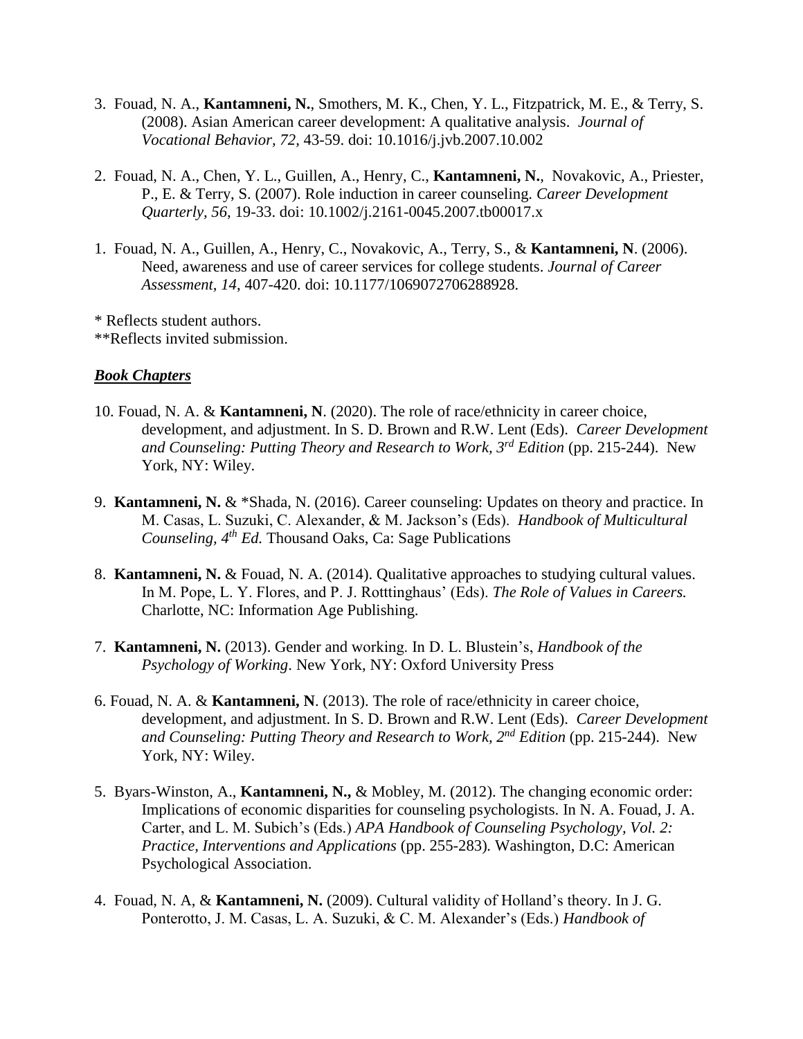3. Fouad, N. A., **Kantamneni, N.**, Smothers, M. K., Chen, Y. L., Fitzpatrick, M. E., & Terry, S. (2008). Asian American career development: A qualitative analysis. *Journal of Vocational Behavior, 72*, 43-59. doi: 10.1016/j.jvb.2007.10.002

2. Fouad, N. A., Chen, Y. L., Guillen, A., Henry, C., **Kantamneni, N.**, Novakovic, A., Priester, P., E. & Terry, S. (2007). Role induction in career counseling. *Career Development Quarterly, 56*, 19-33. doi: 10.1002/j.2161-0045.2007.tb00017.x

1. Fouad, N. A., Guillen, A., Henry, C., Novakovic, A., Terry, S., & **Kantamneni, N**. (2006). Need, awareness and use of career services for college students. *Journal of Career Assessment, 14*, 407-420. doi: 10.1177/1069072706288928.

\* Reflects student authors.
\*\*Reflects invited submission.

## ***Book Chapters***

10. Fouad, N. A. & **Kantamneni, N**. (2020). The role of race/ethnicity in career choice, development, and adjustment. In S. D. Brown and R.W. Lent (Eds). *Career Development and Counseling: Putting Theory and Research to Work, 3rd Edition* (pp. 215-244). New York, NY: Wiley.

9. **Kantamneni, N.** & *Shada, N. (2016). Career counseling: Updates on theory and practice. In M. Casas, L. Suzuki, C. Alexander, & M. Jackson's (Eds). *Handbook of Multicultural Counseling, 4th Ed.* Thousand Oaks, Ca: Sage Publications

8. **Kantamneni, N.** & Fouad, N. A. (2014). Qualitative approaches to studying cultural values. In M. Pope, L. Y. Flores, and P. J. Rotttinghaus' (Eds). *The Role of Values in Careers.* Charlotte, NC: Information Age Publishing.

7. **Kantamneni, N.** (2013). Gender and working. In D. L. Blustein's, *Handbook of the Psychology of Working*. New York, NY: Oxford University Press

6. Fouad, N. A. & **Kantamneni, N**. (2013). The role of race/ethnicity in career choice, development, and adjustment. In S. D. Brown and R.W. Lent (Eds). *Career Development and Counseling: Putting Theory and Research to Work, 2nd Edition* (pp. 215-244). New York, NY: Wiley.

5. Byars-Winston, A., **Kantamneni, N.,** & Mobley, M. (2012). The changing economic order: Implications of economic disparities for counseling psychologists. In N. A. Fouad, J. A. Carter, and L. M. Subich's (Eds.) *APA Handbook of Counseling Psychology, Vol. 2: Practice, Interventions and Applications* (pp. 255-283)*.* Washington, D.C: American Psychological Association.

4. Fouad, N. A, & **Kantamneni, N.** (2009). Cultural validity of Holland's theory. In J. G. Ponterotto, J. M. Casas, L. A. Suzuki, & C. M. Alexander's (Eds.) *Handbook of*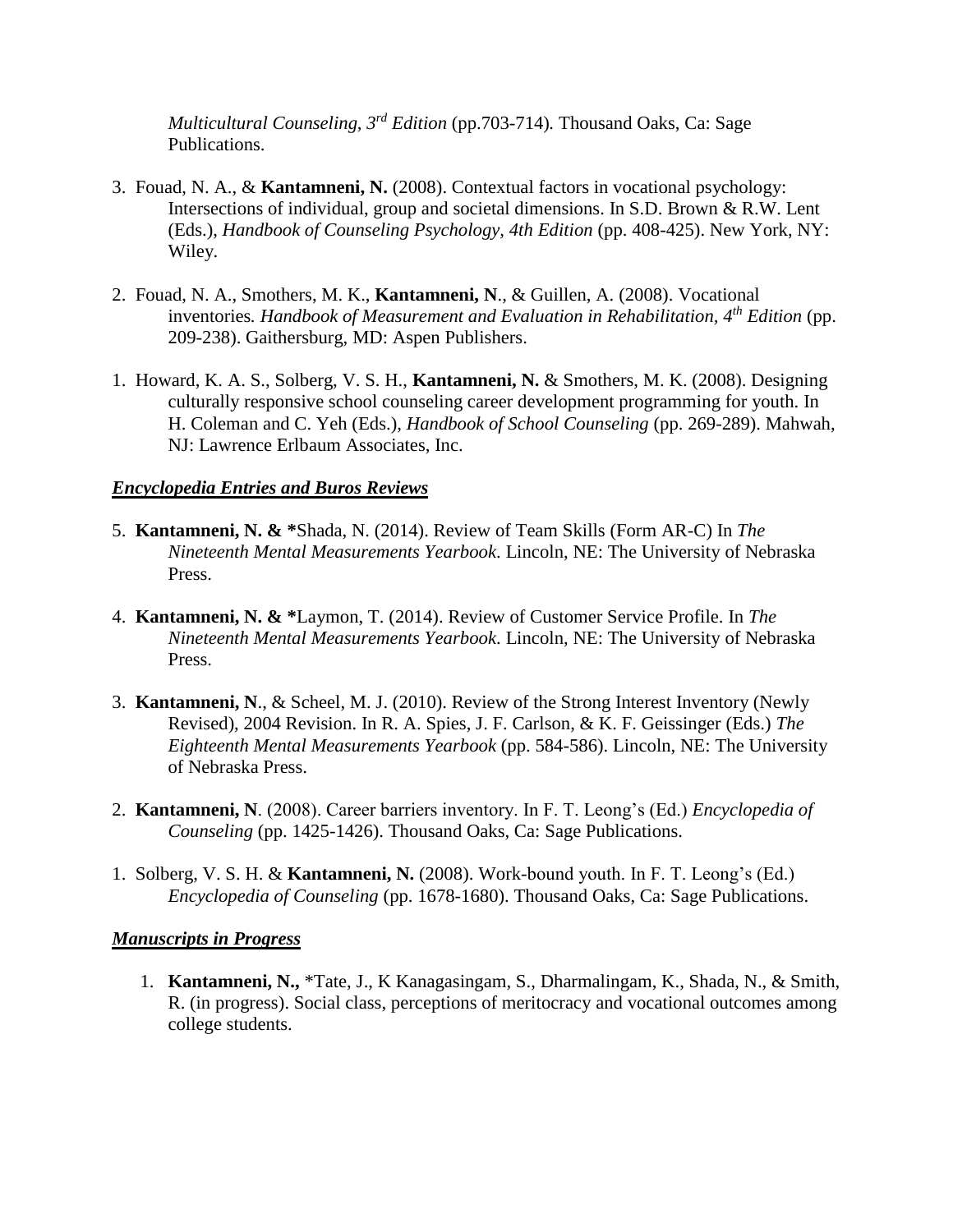*Multicultural Counseling, 3rd Edition* (pp.703-714)*.* Thousand Oaks, Ca: Sage Publications.

3. Fouad, N. A., & **Kantamneni, N.** (2008). Contextual factors in vocational psychology: Intersections of individual, group and societal dimensions. In S.D. Brown & R.W. Lent (Eds.), *Handbook of Counseling Psychology, 4th Edition* (pp. 408-425). New York, NY: Wiley.

2. Fouad, N. A., Smothers, M. K., **Kantamneni, N**., & Guillen, A. (2008). Vocational inventories*. Handbook of Measurement and Evaluation in Rehabilitation, 4th Edition* (pp. 209-238). Gaithersburg, MD: Aspen Publishers.

1. Howard, K. A. S., Solberg, V. S. H., **Kantamneni, N.** & Smothers, M. K. (2008). Designing culturally responsive school counseling career development programming for youth. In H. Coleman and C. Yeh (Eds.), *Handbook of School Counseling* (pp. 269-289). Mahwah, NJ: Lawrence Erlbaum Associates, Inc.

***Encyclopedia Entries and Buros Reviews***

5. **Kantamneni, N. & \***Shada, N. (2014). Review of Team Skills (Form AR-C) In *The Nineteenth Mental Measurements Yearbook*. Lincoln, NE: The University of Nebraska Press.

4. **Kantamneni, N. & \***Laymon, T. (2014). Review of Customer Service Profile. In *The Nineteenth Mental Measurements Yearbook*. Lincoln, NE: The University of Nebraska Press.

3. **Kantamneni, N**., & Scheel, M. J. (2010). Review of the Strong Interest Inventory (Newly Revised), 2004 Revision. In R. A. Spies, J. F. Carlson, & K. F. Geissinger (Eds.) *The Eighteenth Mental Measurements Yearbook* (pp. 584-586). Lincoln, NE: The University of Nebraska Press.

2. **Kantamneni, N**. (2008). Career barriers inventory. In F. T. Leong's (Ed.) *Encyclopedia of Counseling* (pp. 1425-1426). Thousand Oaks, Ca: Sage Publications.

1. Solberg, V. S. H. & **Kantamneni, N.** (2008). Work-bound youth. In F. T. Leong's (Ed.) *Encyclopedia of Counseling* (pp. 1678-1680). Thousand Oaks, Ca: Sage Publications.

***Manuscripts in Progress***

1. **Kantamneni, N.,** \*Tate, J., K Kanagasingam, S., Dharmalingam, K., Shada, N., & Smith, R. (in progress). Social class, perceptions of meritocracy and vocational outcomes among college students.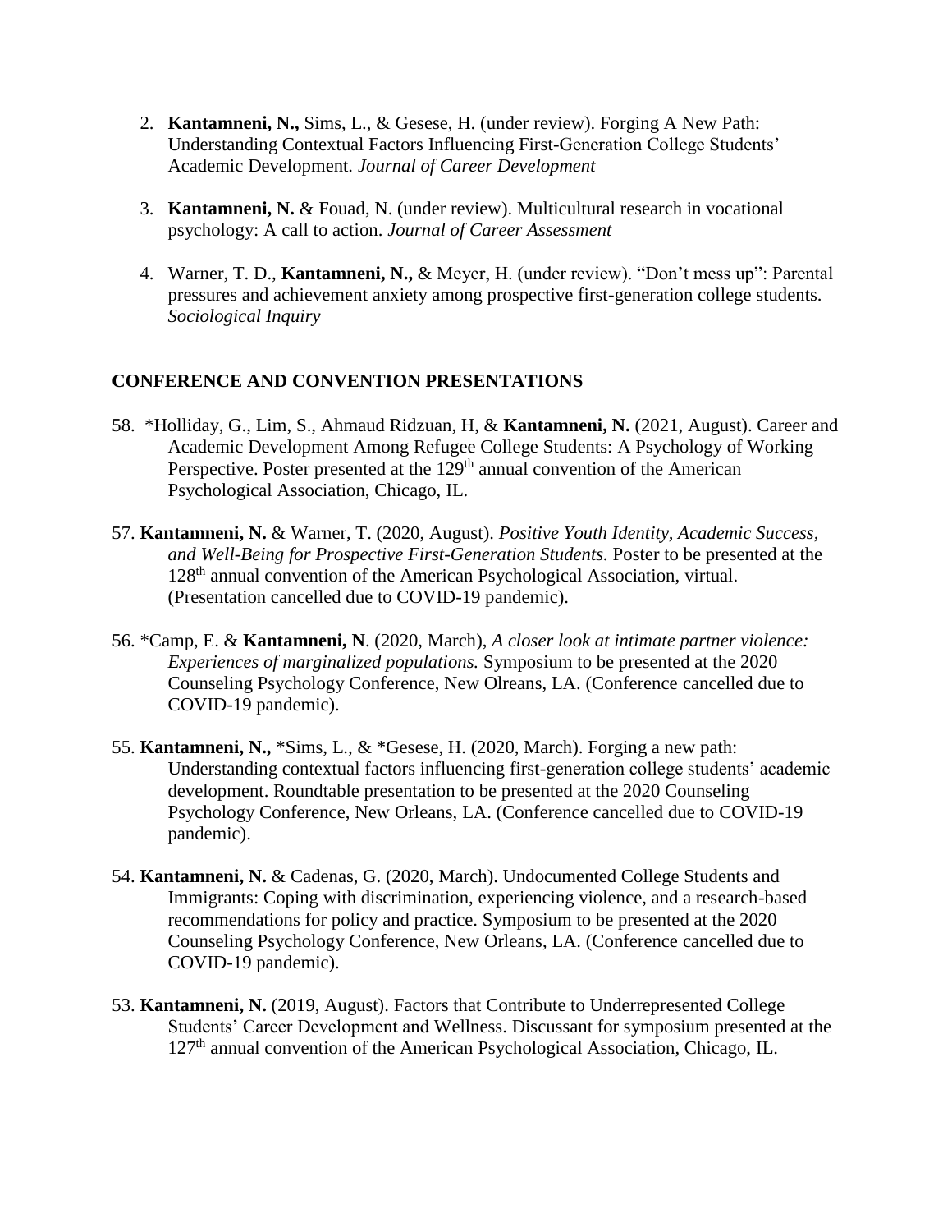2. **Kantamneni, N.,** Sims, L., & Gesese, H. (under review). Forging A New Path: Understanding Contextual Factors Influencing First-Generation College Students' Academic Development. *Journal of Career Development*

3. **Kantamneni, N.** & Fouad, N. (under review). Multicultural research in vocational psychology: A call to action. *Journal of Career Assessment*

4. Warner, T. D., **Kantamneni, N.,** & Meyer, H. (under review). "Don't mess up": Parental pressures and achievement anxiety among prospective first-generation college students. *Sociological Inquiry*

## CONFERENCE AND CONVENTION PRESENTATIONS

58. *Holliday, G., Lim, S., Ahmaud Ridzuan, H, & **Kantamneni, N.** (2021, August). Career and Academic Development Among Refugee College Students: A Psychology of Working Perspective. Poster presented at the 129th annual convention of the American Psychological Association, Chicago, IL.

57. **Kantamneni, N.** & Warner, T. (2020, August). *Positive Youth Identity, Academic Success, and Well-Being for Prospective First-Generation Students.* Poster to be presented at the 128th annual convention of the American Psychological Association, virtual. (Presentation cancelled due to COVID-19 pandemic).

56. *Camp, E. & **Kantamneni, N**. (2020, March), *A closer look at intimate partner violence: Experiences of marginalized populations.* Symposium to be presented at the 2020 Counseling Psychology Conference, New Olreans, LA. (Conference cancelled due to COVID-19 pandemic).

55. **Kantamneni, N.,** *Sims, L., & *Gesese, H. (2020, March). Forging a new path: Understanding contextual factors influencing first-generation college students' academic development. Roundtable presentation to be presented at the 2020 Counseling Psychology Conference, New Orleans, LA. (Conference cancelled due to COVID-19 pandemic).

54. **Kantamneni, N.** & Cadenas, G. (2020, March). Undocumented College Students and Immigrants: Coping with discrimination, experiencing violence, and a research-based recommendations for policy and practice. Symposium to be presented at the 2020 Counseling Psychology Conference, New Orleans, LA. (Conference cancelled due to COVID-19 pandemic).

53. **Kantamneni, N.** (2019, August). Factors that Contribute to Underrepresented College Students' Career Development and Wellness. Discussant for symposium presented at the 127th annual convention of the American Psychological Association, Chicago, IL.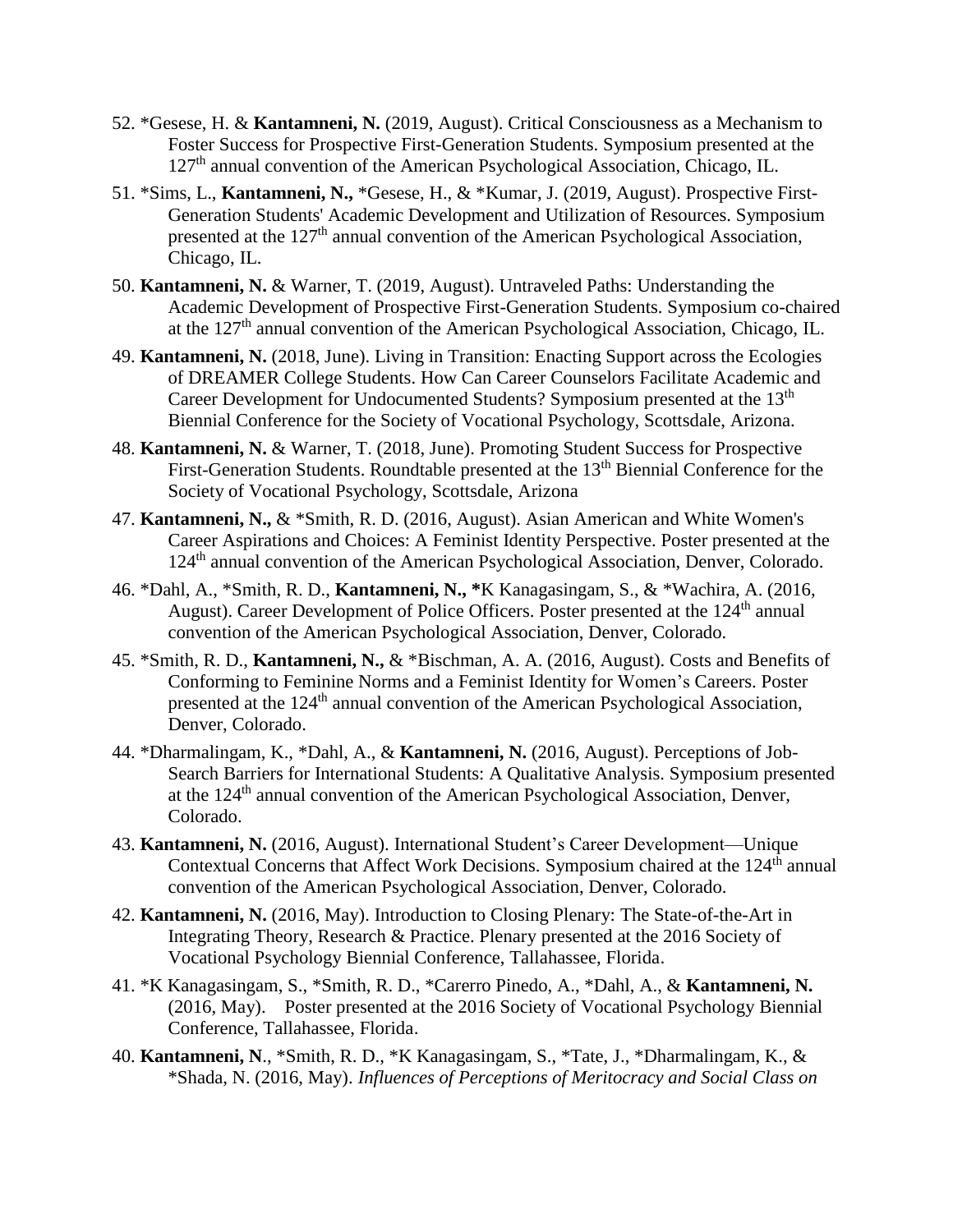52. *Gesese, H. & **Kantamneni, N.** (2019, August). Critical Consciousness as a Mechanism to Foster Success for Prospective First-Generation Students. Symposium presented at the 127th annual convention of the American Psychological Association, Chicago, IL.

51. *Sims, L., **Kantamneni, N.,** *Gesese, H., & *Kumar, J. (2019, August). Prospective First-Generation Students' Academic Development and Utilization of Resources. Symposium presented at the 127th annual convention of the American Psychological Association, Chicago, IL.

50. **Kantamneni, N.** & Warner, T. (2019, August). Untraveled Paths: Understanding the Academic Development of Prospective First-Generation Students. Symposium co-chaired at the 127th annual convention of the American Psychological Association, Chicago, IL.

49. **Kantamneni, N.** (2018, June). Living in Transition: Enacting Support across the Ecologies of DREAMER College Students. How Can Career Counselors Facilitate Academic and Career Development for Undocumented Students? Symposium presented at the 13th Biennial Conference for the Society of Vocational Psychology, Scottsdale, Arizona.

48. **Kantamneni, N.** & Warner, T. (2018, June). Promoting Student Success for Prospective First-Generation Students. Roundtable presented at the 13th Biennial Conference for the Society of Vocational Psychology, Scottsdale, Arizona

47. **Kantamneni, N.,** & *Smith, R. D. (2016, August). Asian American and White Women's Career Aspirations and Choices: A Feminist Identity Perspective. Poster presented at the 124th annual convention of the American Psychological Association, Denver, Colorado.

46. *Dahl, A., *Smith, R. D., **Kantamneni, N., ***K Kanagasingam, S., & *Wachira, A. (2016, August). Career Development of Police Officers. Poster presented at the 124th annual convention of the American Psychological Association, Denver, Colorado.

45. *Smith, R. D., **Kantamneni, N.,** & *Bischman, A. A. (2016, August). Costs and Benefits of Conforming to Feminine Norms and a Feminist Identity for Women's Careers. Poster presented at the 124th annual convention of the American Psychological Association, Denver, Colorado.

44. *Dharmalingam, K., *Dahl, A., & **Kantamneni, N.** (2016, August). Perceptions of Job-Search Barriers for International Students: A Qualitative Analysis. Symposium presented at the 124th annual convention of the American Psychological Association, Denver, Colorado.

43. **Kantamneni, N.** (2016, August). International Student's Career Development—Unique Contextual Concerns that Affect Work Decisions. Symposium chaired at the 124th annual convention of the American Psychological Association, Denver, Colorado.

42. **Kantamneni, N.** (2016, May). Introduction to Closing Plenary: The State-of-the-Art in Integrating Theory, Research & Practice. Plenary presented at the 2016 Society of Vocational Psychology Biennial Conference, Tallahassee, Florida.

41. *K Kanagasingam, S., *Smith, R. D., *Carerro Pinedo, A., *Dahl, A., & **Kantamneni, N.** (2016, May). Poster presented at the 2016 Society of Vocational Psychology Biennial Conference, Tallahassee, Florida.

40. **Kantamneni, N**., *Smith, R. D., *K Kanagasingam, S., *Tate, J., *Dharmalingam, K., & *Shada, N. (2016, May). *Influences of Perceptions of Meritocracy and Social Class on*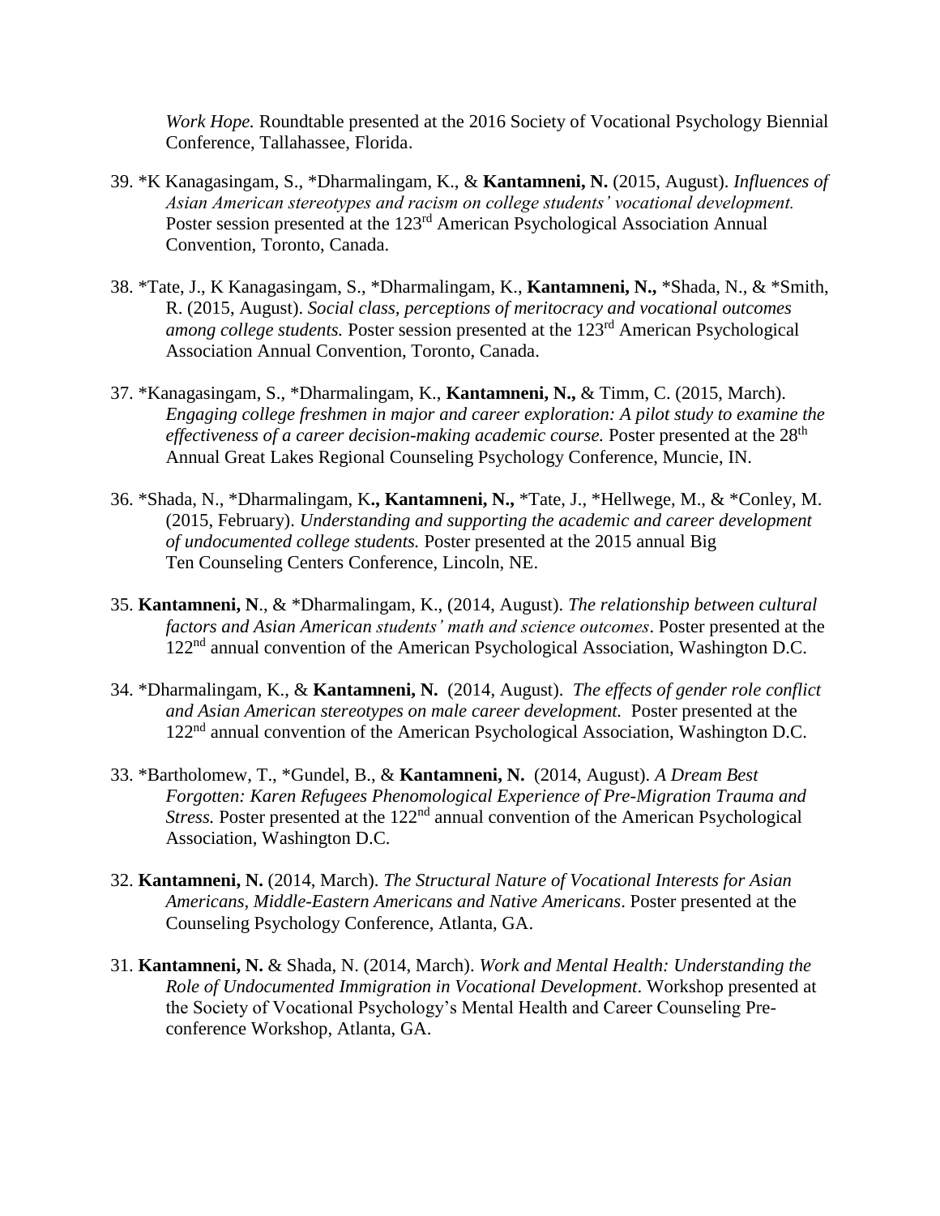*Work Hope.* Roundtable presented at the 2016 Society of Vocational Psychology Biennial Conference, Tallahassee, Florida.

39. *K Kanagasingam, S., *Dharmalingam, K., & **Kantamneni, N.** (2015, August). *Influences of Asian American stereotypes and racism on college students' vocational development.* Poster session presented at the 123rd American Psychological Association Annual Convention, Toronto, Canada.

38. *Tate, J., K Kanagasingam, S., *Dharmalingam, K., **Kantamneni, N.,** *Shada, N., & *Smith, R. (2015, August). *Social class, perceptions of meritocracy and vocational outcomes among college students.* Poster session presented at the 123rd American Psychological Association Annual Convention, Toronto, Canada.

37. *Kanagasingam, S., *Dharmalingam, K., **Kantamneni, N.,** & Timm, C. (2015, March). *Engaging college freshmen in major and career exploration: A pilot study to examine the effectiveness of a career decision-making academic course.* Poster presented at the 28th Annual Great Lakes Regional Counseling Psychology Conference, Muncie, IN.

36. *Shada, N., *Dharmalingam, K**., Kantamneni, N.,** *Tate, J., *Hellwege, M., & *Conley, M. (2015, February). *Understanding and supporting the academic and career development of undocumented college students.* Poster presented at the 2015 annual Big Ten Counseling Centers Conference, Lincoln, NE.

35. **Kantamneni, N**., & *Dharmalingam, K., (2014, August). *The relationship between cultural factors and Asian American students' math and science outcomes*. Poster presented at the 122nd annual convention of the American Psychological Association, Washington D.C.

34. *Dharmalingam, K., & **Kantamneni, N.** (2014, August). *The effects of gender role conflict and Asian American stereotypes on male career development.* Poster presented at the 122nd annual convention of the American Psychological Association, Washington D.C.

33. *Bartholomew, T., *Gundel, B., & **Kantamneni, N.** (2014, August). *A Dream Best Forgotten: Karen Refugees Phenomological Experience of Pre-Migration Trauma and Stress.* Poster presented at the 122nd annual convention of the American Psychological Association, Washington D.C.

32. **Kantamneni, N.** (2014, March). *The Structural Nature of Vocational Interests for Asian Americans, Middle-Eastern Americans and Native Americans*. Poster presented at the Counseling Psychology Conference, Atlanta, GA.

31. **Kantamneni, N.** & Shada, N. (2014, March). *Work and Mental Health: Understanding the Role of Undocumented Immigration in Vocational Development*. Workshop presented at the Society of Vocational Psychology's Mental Health and Career Counseling Pre-conference Workshop, Atlanta, GA.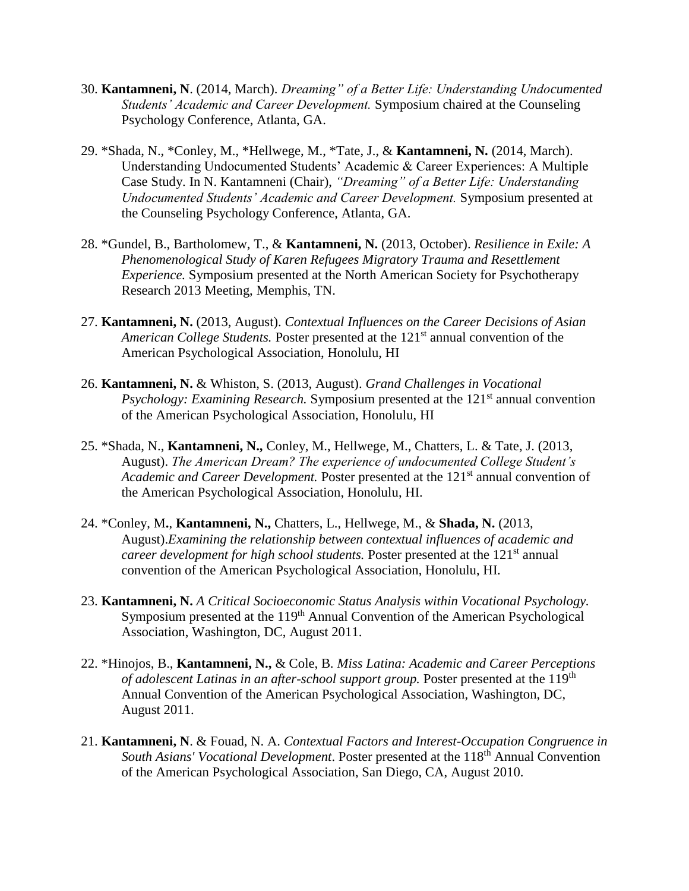30. **Kantamneni, N**. (2014, March). *Dreaming" of a Better Life: Understanding Undocumented Students' Academic and Career Development.* Symposium chaired at the Counseling Psychology Conference, Atlanta, GA.

29. *Shada, N., *Conley, M., *Hellwege, M., *Tate, J., & **Kantamneni, N.** (2014, March). Understanding Undocumented Students' Academic & Career Experiences: A Multiple Case Study. In N. Kantamneni (Chair), *"Dreaming" of a Better Life: Understanding Undocumented Students' Academic and Career Development.* Symposium presented at the Counseling Psychology Conference, Atlanta, GA.

28. *Gundel, B., Bartholomew, T., & **Kantamneni, N.** (2013, October). *Resilience in Exile: A Phenomenological Study of Karen Refugees Migratory Trauma and Resettlement Experience.* Symposium presented at the North American Society for Psychotherapy Research 2013 Meeting, Memphis, TN.

27. **Kantamneni, N.** (2013, August). *Contextual Influences on the Career Decisions of Asian American College Students.* Poster presented at the 121st annual convention of the American Psychological Association, Honolulu, HI

26. **Kantamneni, N.** & Whiston, S. (2013, August). *Grand Challenges in Vocational Psychology: Examining Research.* Symposium presented at the 121st annual convention of the American Psychological Association, Honolulu, HI

25. *Shada, N., **Kantamneni, N.,** Conley, M., Hellwege, M., Chatters, L. & Tate, J. (2013, August). *The American Dream? The experience of undocumented College Student's Academic and Career Development.* Poster presented at the 121st annual convention of the American Psychological Association, Honolulu, HI.

24. *Conley, M., **Kantamneni, N.,** Chatters, L., Hellwege, M., & **Shada, N.** (2013, August).*Examining the relationship between contextual influences of academic and career development for high school students.* Poster presented at the 121st annual convention of the American Psychological Association, Honolulu, HI.

23. **Kantamneni, N.** *A Critical Socioeconomic Status Analysis within Vocational Psychology.* Symposium presented at the 119th Annual Convention of the American Psychological Association, Washington, DC, August 2011.

22. *Hinojos, B., **Kantamneni, N.,** & Cole, B. *Miss Latina: Academic and Career Perceptions of adolescent Latinas in an after-school support group.* Poster presented at the 119th Annual Convention of the American Psychological Association, Washington, DC, August 2011.

21. **Kantamneni, N**. & Fouad, N. A. *Contextual Factors and Interest-Occupation Congruence in South Asians' Vocational Development*. Poster presented at the 118th Annual Convention of the American Psychological Association, San Diego, CA, August 2010.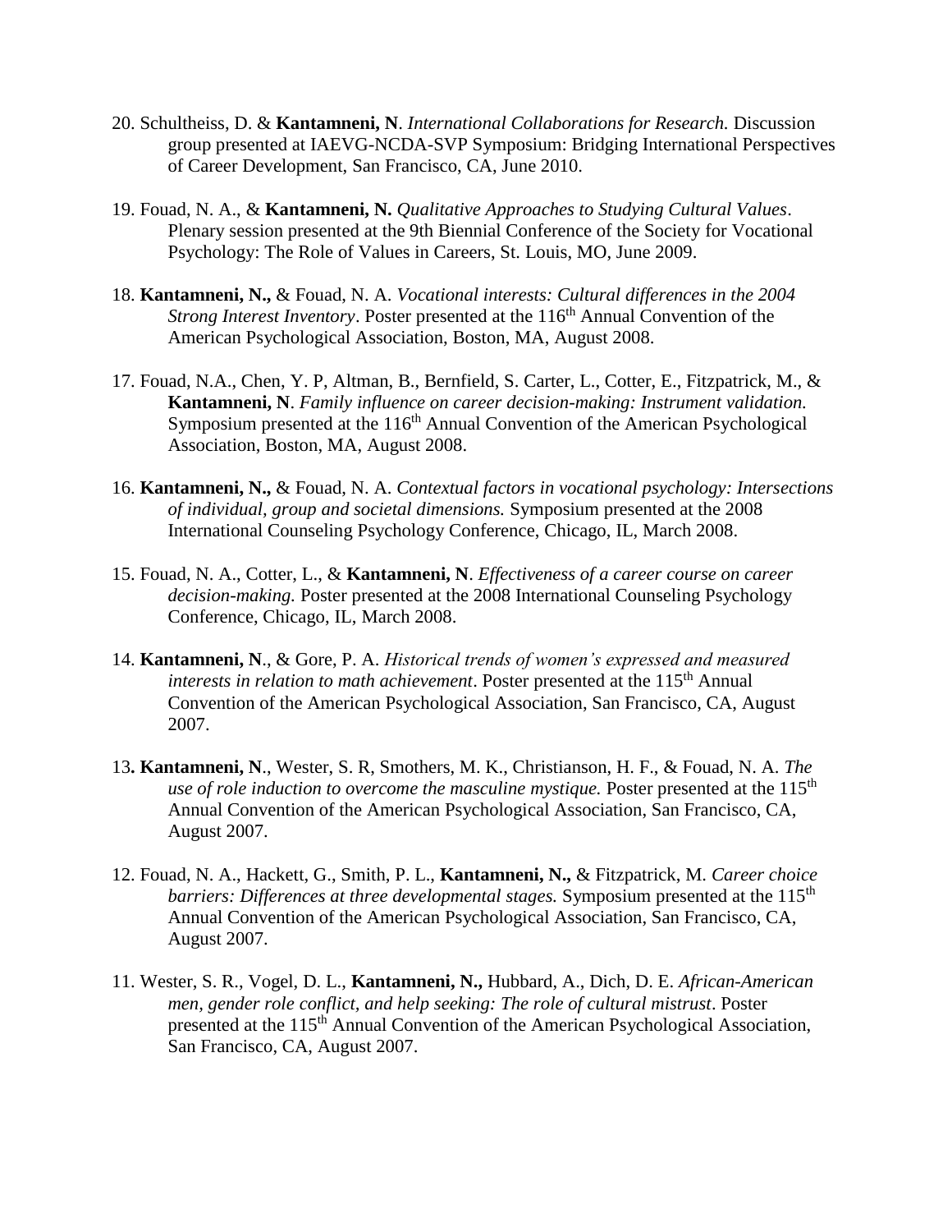20. Schultheiss, D. & **Kantamneni, N**. *International Collaborations for Research.* Discussion group presented at IAEVG-NCDA-SVP Symposium: Bridging International Perspectives of Career Development, San Francisco, CA, June 2010.

19. Fouad, N. A., & **Kantamneni, N.** *Qualitative Approaches to Studying Cultural Values*. Plenary session presented at the 9th Biennial Conference of the Society for Vocational Psychology: The Role of Values in Careers, St. Louis, MO, June 2009.

18. **Kantamneni, N.,** & Fouad, N. A. *Vocational interests: Cultural differences in the 2004 Strong Interest Inventory*. Poster presented at the 116th Annual Convention of the American Psychological Association, Boston, MA, August 2008.

17. Fouad, N.A., Chen, Y. P, Altman, B., Bernfield, S. Carter, L., Cotter, E., Fitzpatrick, M., & **Kantamneni, N**. *Family influence on career decision-making: Instrument validation.* Symposium presented at the 116th Annual Convention of the American Psychological Association, Boston, MA, August 2008.

16. **Kantamneni, N.,** & Fouad, N. A. *Contextual factors in vocational psychology: Intersections of individual, group and societal dimensions.* Symposium presented at the 2008 International Counseling Psychology Conference, Chicago, IL, March 2008.

15. Fouad, N. A., Cotter, L., & **Kantamneni, N**. *Effectiveness of a career course on career decision-making.* Poster presented at the 2008 International Counseling Psychology Conference, Chicago, IL, March 2008.

14. **Kantamneni, N**., & Gore, P. A. *Historical trends of women's expressed and measured interests in relation to math achievement*. Poster presented at the 115th Annual Convention of the American Psychological Association, San Francisco, CA, August 2007.

13**. Kantamneni, N**., Wester, S. R, Smothers, M. K., Christianson, H. F., & Fouad, N. A. *The use of role induction to overcome the masculine mystique.* Poster presented at the 115th Annual Convention of the American Psychological Association, San Francisco, CA, August 2007.

12. Fouad, N. A., Hackett, G., Smith, P. L., **Kantamneni, N.,** & Fitzpatrick, M. *Career choice barriers: Differences at three developmental stages.* Symposium presented at the 115th Annual Convention of the American Psychological Association, San Francisco, CA, August 2007.

11. Wester, S. R., Vogel, D. L., **Kantamneni, N.,** Hubbard, A., Dich, D. E. *African-American men, gender role conflict, and help seeking: The role of cultural mistrust*. Poster presented at the 115th Annual Convention of the American Psychological Association, San Francisco, CA, August 2007.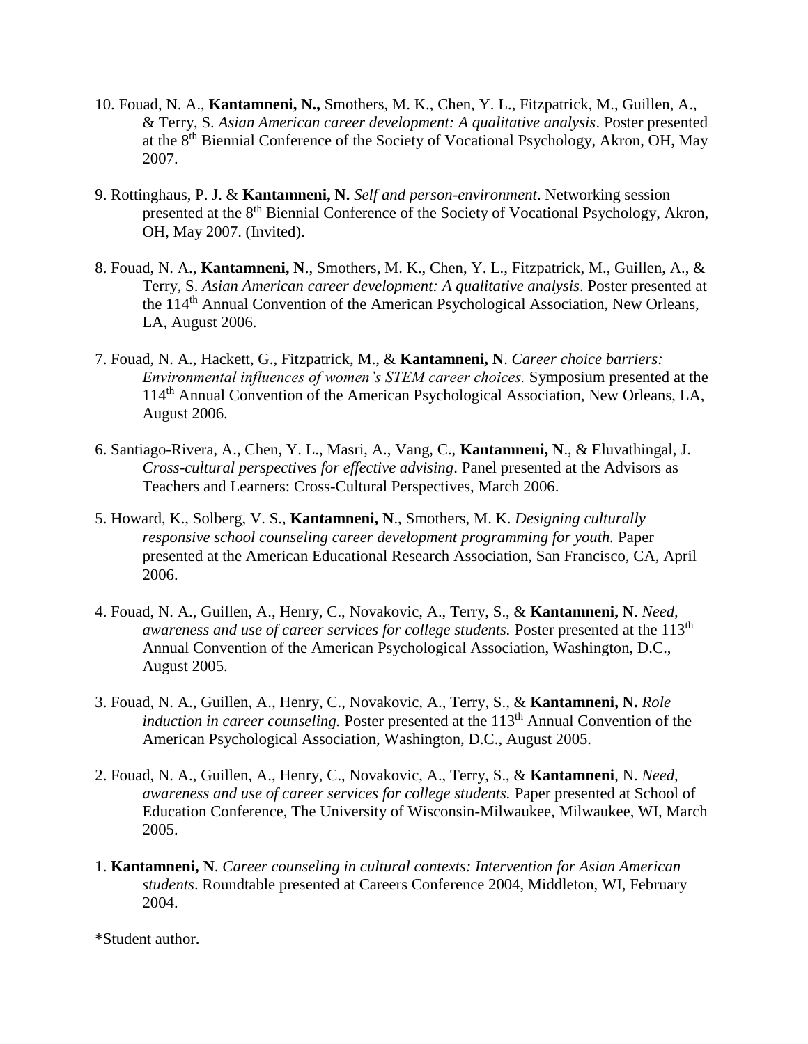10. Fouad, N. A., **Kantamneni, N.,** Smothers, M. K., Chen, Y. L., Fitzpatrick, M., Guillen, A., & Terry, S. *Asian American career development: A qualitative analysis*. Poster presented at the 8th Biennial Conference of the Society of Vocational Psychology, Akron, OH, May 2007.

9. Rottinghaus, P. J. & **Kantamneni, N.** *Self and person-environment*. Networking session presented at the 8th Biennial Conference of the Society of Vocational Psychology, Akron, OH, May 2007. (Invited).

8. Fouad, N. A., **Kantamneni, N**., Smothers, M. K., Chen, Y. L., Fitzpatrick, M., Guillen, A., & Terry, S. *Asian American career development: A qualitative analysis*. Poster presented at the 114th Annual Convention of the American Psychological Association, New Orleans, LA, August 2006.

7. Fouad, N. A., Hackett, G., Fitzpatrick, M., & **Kantamneni, N**. *Career choice barriers: Environmental influences of women's STEM career choices.* Symposium presented at the 114th Annual Convention of the American Psychological Association, New Orleans, LA, August 2006.

6. Santiago-Rivera, A., Chen, Y. L., Masri, A., Vang, C., **Kantamneni, N**., & Eluvathingal, J. *Cross-cultural perspectives for effective advising*. Panel presented at the Advisors as Teachers and Learners: Cross-Cultural Perspectives, March 2006.

5. Howard, K., Solberg, V. S., **Kantamneni, N**., Smothers, M. K. *Designing culturally responsive school counseling career development programming for youth.* Paper presented at the American Educational Research Association, San Francisco, CA, April 2006.

4. Fouad, N. A., Guillen, A., Henry, C., Novakovic, A., Terry, S., & **Kantamneni, N**. *Need, awareness and use of career services for college students.* Poster presented at the 113th Annual Convention of the American Psychological Association, Washington, D.C., August 2005.

3. Fouad, N. A., Guillen, A., Henry, C., Novakovic, A., Terry, S., & **Kantamneni, N.** *Role induction in career counseling.* Poster presented at the 113th Annual Convention of the American Psychological Association, Washington, D.C., August 2005.

2. Fouad, N. A., Guillen, A., Henry, C., Novakovic, A., Terry, S., & **Kantamneni**, N. *Need, awareness and use of career services for college students.* Paper presented at School of Education Conference, The University of Wisconsin-Milwaukee, Milwaukee, WI, March 2005.

1. **Kantamneni, N**. *Career counseling in cultural contexts: Intervention for Asian American students*. Roundtable presented at Careers Conference 2004, Middleton, WI, February 2004.

*Student author.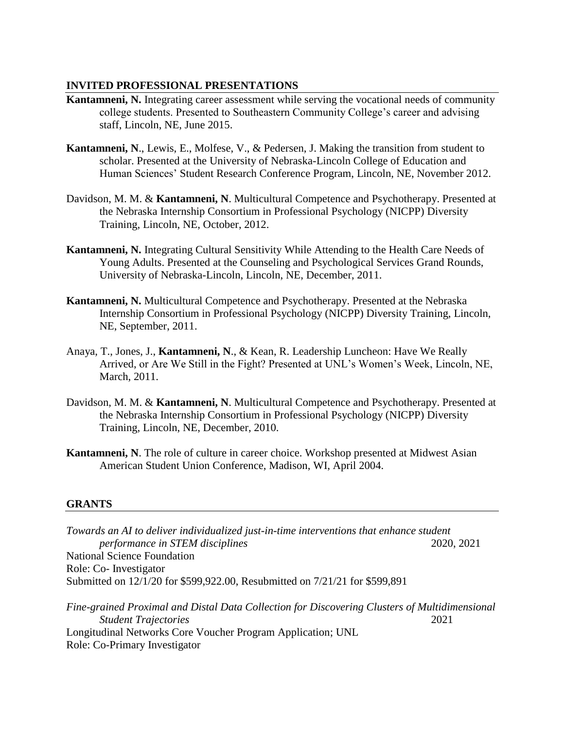## INVITED PROFESSIONAL PRESENTATIONS

**Kantamneni, N.** Integrating career assessment while serving the vocational needs of community college students. Presented to Southeastern Community College's career and advising staff, Lincoln, NE, June 2015.

**Kantamneni, N**., Lewis, E., Molfese, V., & Pedersen, J. Making the transition from student to scholar. Presented at the University of Nebraska-Lincoln College of Education and Human Sciences' Student Research Conference Program, Lincoln, NE, November 2012.

Davidson, M. M. & **Kantamneni, N**. Multicultural Competence and Psychotherapy. Presented at the Nebraska Internship Consortium in Professional Psychology (NICPP) Diversity Training, Lincoln, NE, October, 2012.

**Kantamneni, N.** Integrating Cultural Sensitivity While Attending to the Health Care Needs of Young Adults. Presented at the Counseling and Psychological Services Grand Rounds, University of Nebraska-Lincoln, Lincoln, NE, December, 2011.

**Kantamneni, N.** Multicultural Competence and Psychotherapy. Presented at the Nebraska Internship Consortium in Professional Psychology (NICPP) Diversity Training, Lincoln, NE, September, 2011.

Anaya, T., Jones, J., **Kantamneni, N**., & Kean, R. Leadership Luncheon: Have We Really Arrived, or Are We Still in the Fight? Presented at UNL's Women's Week, Lincoln, NE, March, 2011.

Davidson, M. M. & **Kantamneni, N**. Multicultural Competence and Psychotherapy. Presented at the Nebraska Internship Consortium in Professional Psychology (NICPP) Diversity Training, Lincoln, NE, December, 2010.

**Kantamneni, N**. The role of culture in career choice. Workshop presented at Midwest Asian American Student Union Conference, Madison, WI, April 2004.

## GRANTS

*Towards an AI to deliver individualized just-in-time interventions that enhance student performance in STEM disciplines* 2020, 2021
National Science Foundation
Role: Co- Investigator
Submitted on 12/1/20 for $599,922.00, Resubmitted on 7/21/21 for $599,891

*Fine-grained Proximal and Distal Data Collection for Discovering Clusters of Multidimensional Student Trajectories* 2021
Longitudinal Networks Core Voucher Program Application; UNL
Role: Co-Primary Investigator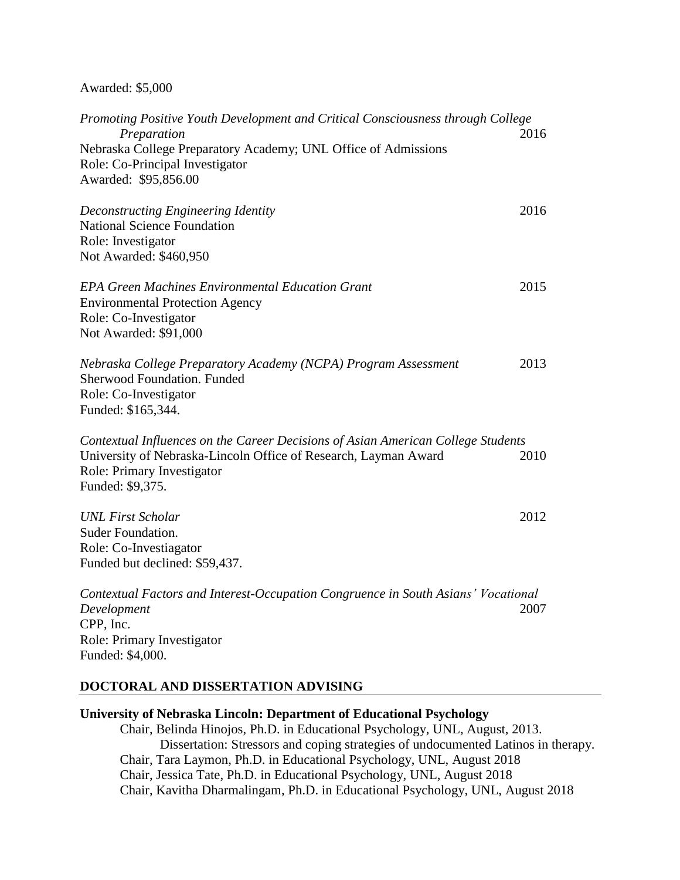Awarded: $5,000

*Promoting Positive Youth Development and Critical Consciousness through College Preparation* 2016
Nebraska College Preparatory Academy; UNL Office of Admissions
Role: Co-Principal Investigator
Awarded: $95,856.00

*Deconstructing Engineering Identity* 2016
National Science Foundation
Role: Investigator
Not Awarded: $460,950

*EPA Green Machines Environmental Education Grant* 2015
Environmental Protection Agency
Role: Co-Investigator
Not Awarded: $91,000

*Nebraska College Preparatory Academy (NCPA) Program Assessment* 2013
Sherwood Foundation. Funded
Role: Co-Investigator
Funded: $165,344.

*Contextual Influences on the Career Decisions of Asian American College Students*
University of Nebraska-Lincoln Office of Research, Layman Award 2010
Role: Primary Investigator
Funded: $9,375.

*UNL First Scholar* 2012
Suder Foundation.
Role: Co-Investiagator
Funded but declined: $59,437.

*Contextual Factors and Interest-Occupation Congruence in South Asians' Vocational Development* 2007
CPP, Inc.
Role: Primary Investigator
Funded: $4,000.

## DOCTORAL AND DISSERTATION ADVISING

**University of Nebraska Lincoln: Department of Educational Psychology**

Chair, Belinda Hinojos, Ph.D. in Educational Psychology, UNL, August, 2013.
Dissertation: Stressors and coping strategies of undocumented Latinos in therapy.
Chair, Tara Laymon, Ph.D. in Educational Psychology, UNL, August 2018
Chair, Jessica Tate, Ph.D. in Educational Psychology, UNL, August 2018
Chair, Kavitha Dharmalingam, Ph.D. in Educational Psychology, UNL, August 2018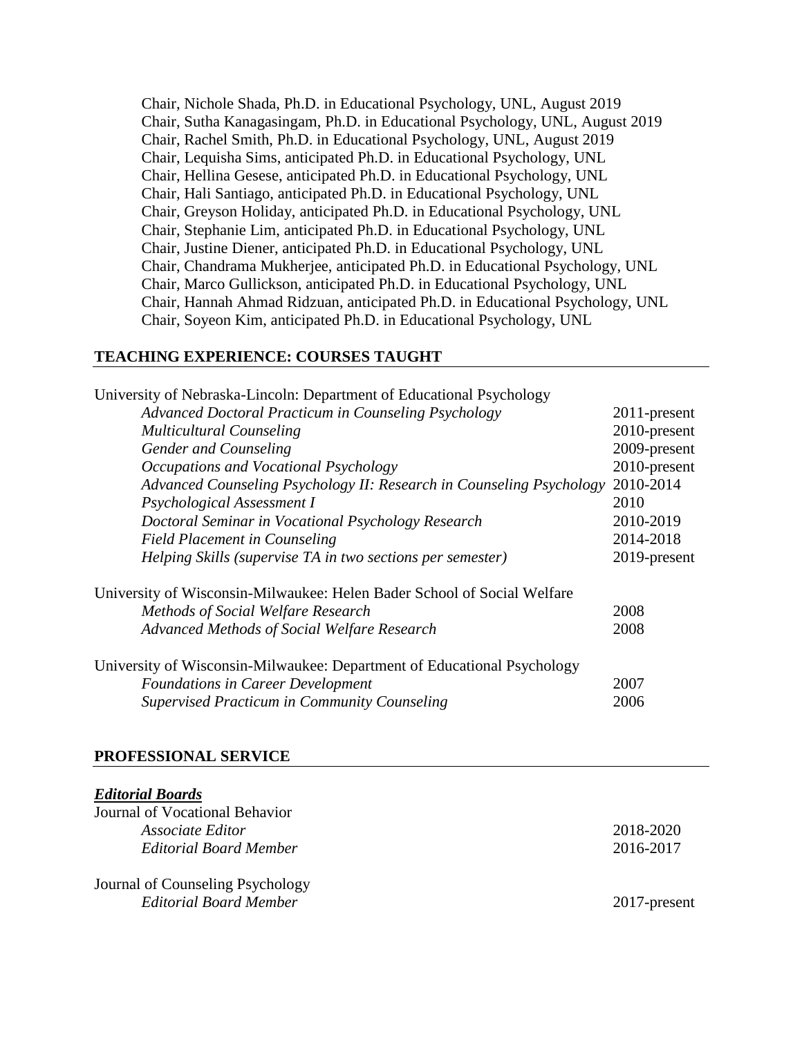Chair, Nichole Shada, Ph.D. in Educational Psychology, UNL, August 2019
Chair, Sutha Kanagasingam, Ph.D. in Educational Psychology, UNL, August 2019
Chair, Rachel Smith, Ph.D. in Educational Psychology, UNL, August 2019
Chair, Lequisha Sims, anticipated Ph.D. in Educational Psychology, UNL
Chair, Hellina Gesese, anticipated Ph.D. in Educational Psychology, UNL
Chair, Hali Santiago, anticipated Ph.D. in Educational Psychology, UNL
Chair, Greyson Holiday, anticipated Ph.D. in Educational Psychology, UNL
Chair, Stephanie Lim, anticipated Ph.D. in Educational Psychology, UNL
Chair, Justine Diener, anticipated Ph.D. in Educational Psychology, UNL
Chair, Chandrama Mukherjee, anticipated Ph.D. in Educational Psychology, UNL
Chair, Marco Gullickson, anticipated Ph.D. in Educational Psychology, UNL
Chair, Hannah Ahmad Ridzuan, anticipated Ph.D. in Educational Psychology, UNL
Chair, Soyeon Kim, anticipated Ph.D. in Educational Psychology, UNL

## TEACHING EXPERIENCE: COURSES TAUGHT

University of Nebraska-Lincoln: Department of Educational Psychology

| Course | Years |
|---|---|
| *Advanced Doctoral Practicum in Counseling Psychology* | 2011-present |
| *Multicultural Counseling* | 2010-present |
| *Gender and Counseling* | 2009-present |
| *Occupations and Vocational Psychology* | 2010-present |
| *Advanced Counseling Psychology II: Research in Counseling Psychology* | 2010-2014 |
| *Psychological Assessment I* | 2010 |
| *Doctoral Seminar in Vocational Psychology Research* | 2010-2019 |
| *Field Placement in Counseling* | 2014-2018 |
| *Helping Skills (supervise TA in two sections per semester)* | 2019-present |

University of Wisconsin-Milwaukee: Helen Bader School of Social Welfare

| Course | Years |
|---|---|
| *Methods of Social Welfare Research* | 2008 |
| *Advanced Methods of Social Welfare Research* | 2008 |

University of Wisconsin-Milwaukee: Department of Educational Psychology

| Course | Years |
|---|---|
| *Foundations in Career Development* | 2007 |
| *Supervised Practicum in Community Counseling* | 2006 |

## PROFESSIONAL SERVICE

***Editorial Boards***

Journal of Vocational Behavior

| Role | Years |
|---|---|
| *Associate Editor* | 2018-2020 |
| *Editorial Board Member* | 2016-2017 |

Journal of Counseling Psychology

| Role | Years |
|---|---|
| *Editorial Board Member* | 2017-present |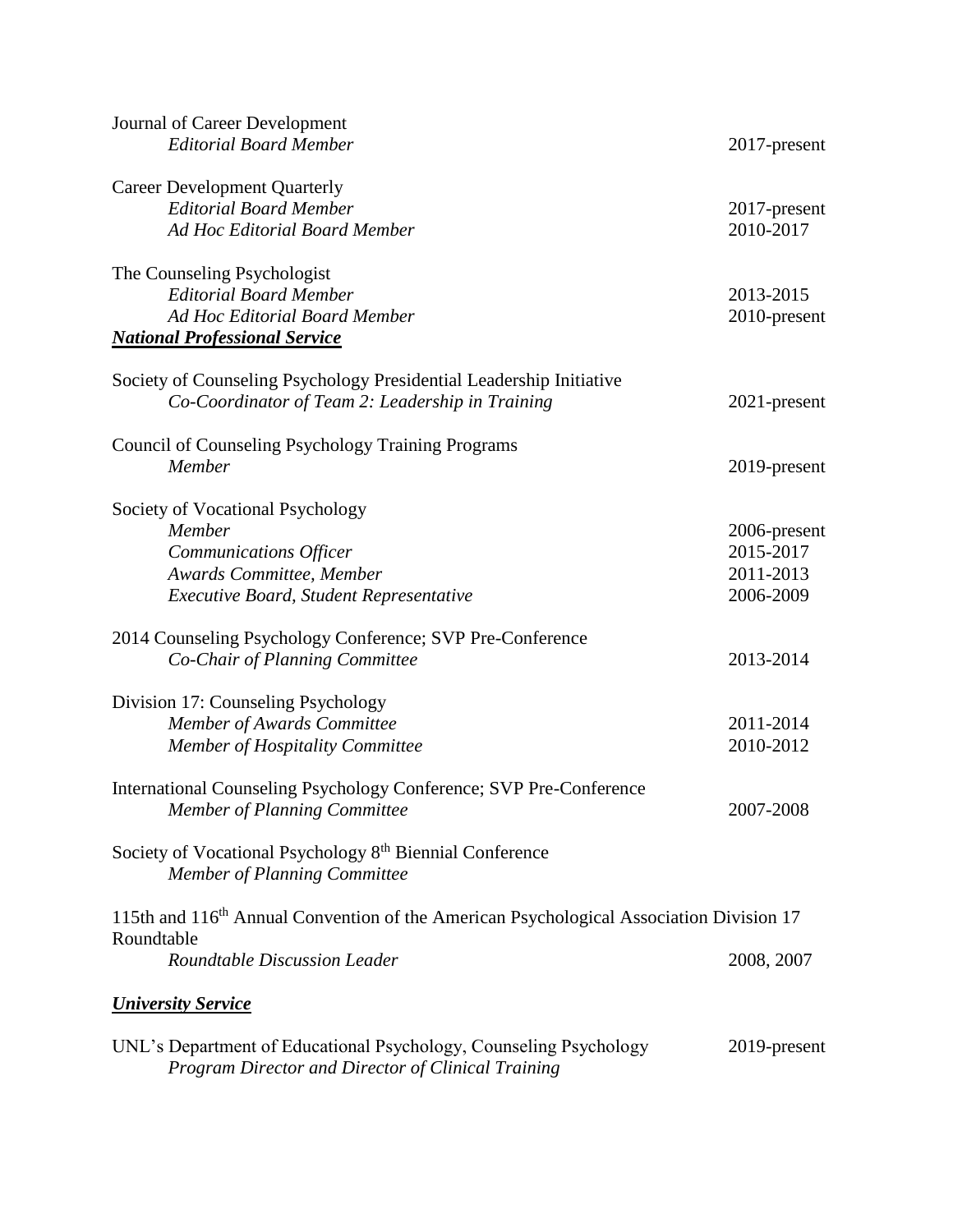Journal of Career Development
*Editorial Board Member* 2017-present

Career Development Quarterly
*Editorial Board Member* 2017-present
*Ad Hoc Editorial Board Member* 2010-2017

The Counseling Psychologist
*Editorial Board Member* 2013-2015
*Ad Hoc Editorial Board Member* 2010-present

***National Professional Service***

Society of Counseling Psychology Presidential Leadership Initiative
*Co-Coordinator of Team 2: Leadership in Training* 2021-present

Council of Counseling Psychology Training Programs
*Member* 2019-present

Society of Vocational Psychology
*Member* 2006-present
*Communications Officer* 2015-2017
*Awards Committee, Member* 2011-2013
*Executive Board, Student Representative* 2006-2009

2014 Counseling Psychology Conference; SVP Pre-Conference
*Co-Chair of Planning Committee* 2013-2014

Division 17: Counseling Psychology
*Member of Awards Committee* 2011-2014
*Member of Hospitality Committee* 2010-2012

International Counseling Psychology Conference; SVP Pre-Conference
*Member of Planning Committee* 2007-2008

Society of Vocational Psychology 8th Biennial Conference
*Member of Planning Committee*

115th and 116th Annual Convention of the American Psychological Association Division 17 Roundtable
*Roundtable Discussion Leader* 2008, 2007

***University Service***

UNL's Department of Educational Psychology, Counseling Psychology 2019-present
*Program Director and Director of Clinical Training*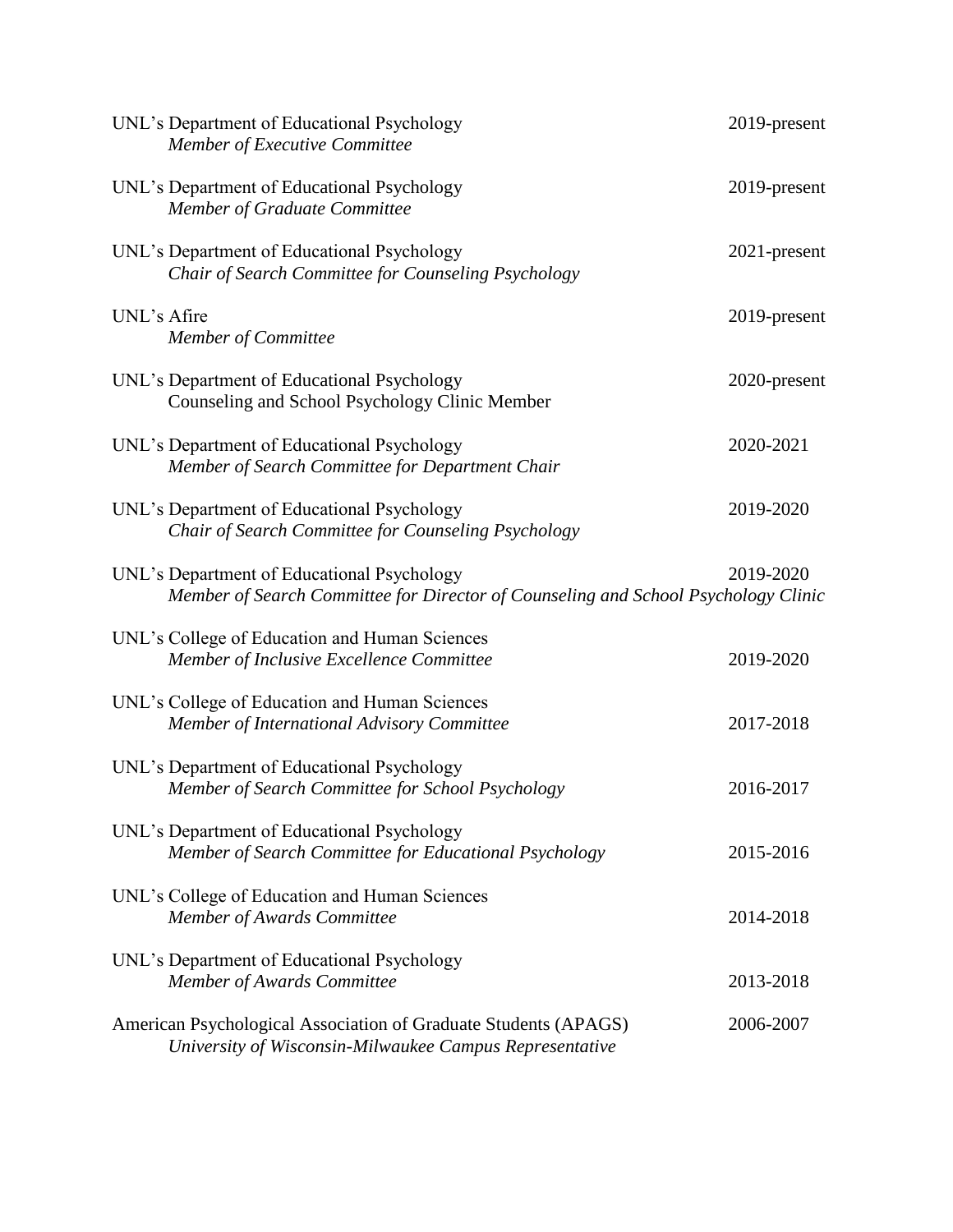UNL's Department of Educational Psychology — 2019-present
*Member of Executive Committee*

UNL's Department of Educational Psychology — 2019-present
*Member of Graduate Committee*

UNL's Department of Educational Psychology — 2021-present
*Chair of Search Committee for Counseling Psychology*

UNL's Afire — 2019-present
*Member of Committee*

UNL's Department of Educational Psychology — 2020-present
Counseling and School Psychology Clinic Member

UNL's Department of Educational Psychology — 2020-2021
*Member of Search Committee for Department Chair*

UNL's Department of Educational Psychology — 2019-2020
*Chair of Search Committee for Counseling Psychology*

UNL's Department of Educational Psychology — 2019-2020
*Member of Search Committee for Director of Counseling and School Psychology Clinic*

UNL's College of Education and Human Sciences
*Member of Inclusive Excellence Committee* — 2019-2020

UNL's College of Education and Human Sciences
*Member of International Advisory Committee* — 2017-2018

UNL's Department of Educational Psychology
*Member of Search Committee for School Psychology* — 2016-2017

UNL's Department of Educational Psychology
*Member of Search Committee for Educational Psychology* — 2015-2016

UNL's College of Education and Human Sciences
*Member of Awards Committee* — 2014-2018

UNL's Department of Educational Psychology
*Member of Awards Committee* — 2013-2018

American Psychological Association of Graduate Students (APAGS) — 2006-2007
*University of Wisconsin-Milwaukee Campus Representative*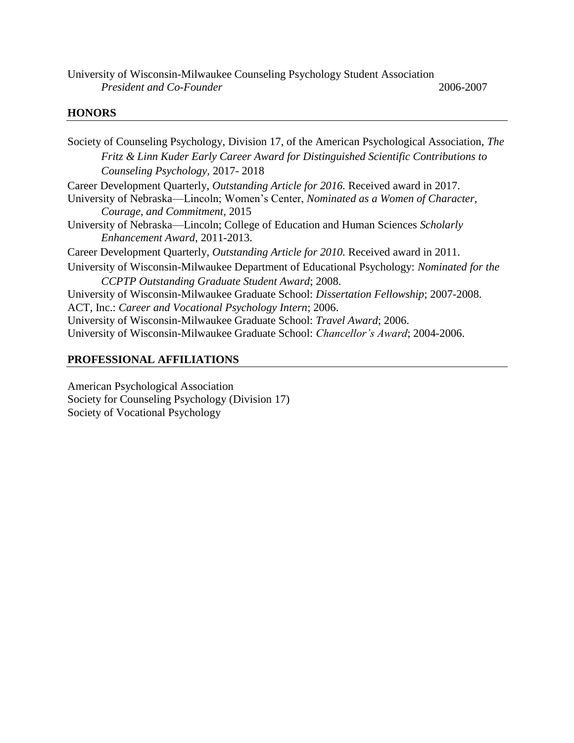University of Wisconsin-Milwaukee Counseling Psychology Student Association
*President and Co-Founder* 2006-2007

## HONORS

Society of Counseling Psychology, Division 17, of the American Psychological Association, *The Fritz & Linn Kuder Early Career Award for Distinguished Scientific Contributions to Counseling Psychology*, 2017- 2018

Career Development Quarterly, *Outstanding Article for 2016.* Received award in 2017.

University of Nebraska—Lincoln; Women's Center, *Nominated as a Women of Character, Courage, and Commitment,* 2015

University of Nebraska—Lincoln; College of Education and Human Sciences *Scholarly Enhancement Award*, 2011-2013.

Career Development Quarterly, *Outstanding Article for 2010.* Received award in 2011.

University of Wisconsin-Milwaukee Department of Educational Psychology: *Nominated for the CCPTP Outstanding Graduate Student Award*; 2008.

University of Wisconsin-Milwaukee Graduate School: *Dissertation Fellowship*; 2007-2008.

ACT, Inc.: *Career and Vocational Psychology Intern*; 2006.

University of Wisconsin-Milwaukee Graduate School: *Travel Award*; 2006.

University of Wisconsin-Milwaukee Graduate School: *Chancellor's Award*; 2004-2006.

## PROFESSIONAL AFFILIATIONS

American Psychological Association
Society for Counseling Psychology (Division 17)
Society of Vocational Psychology